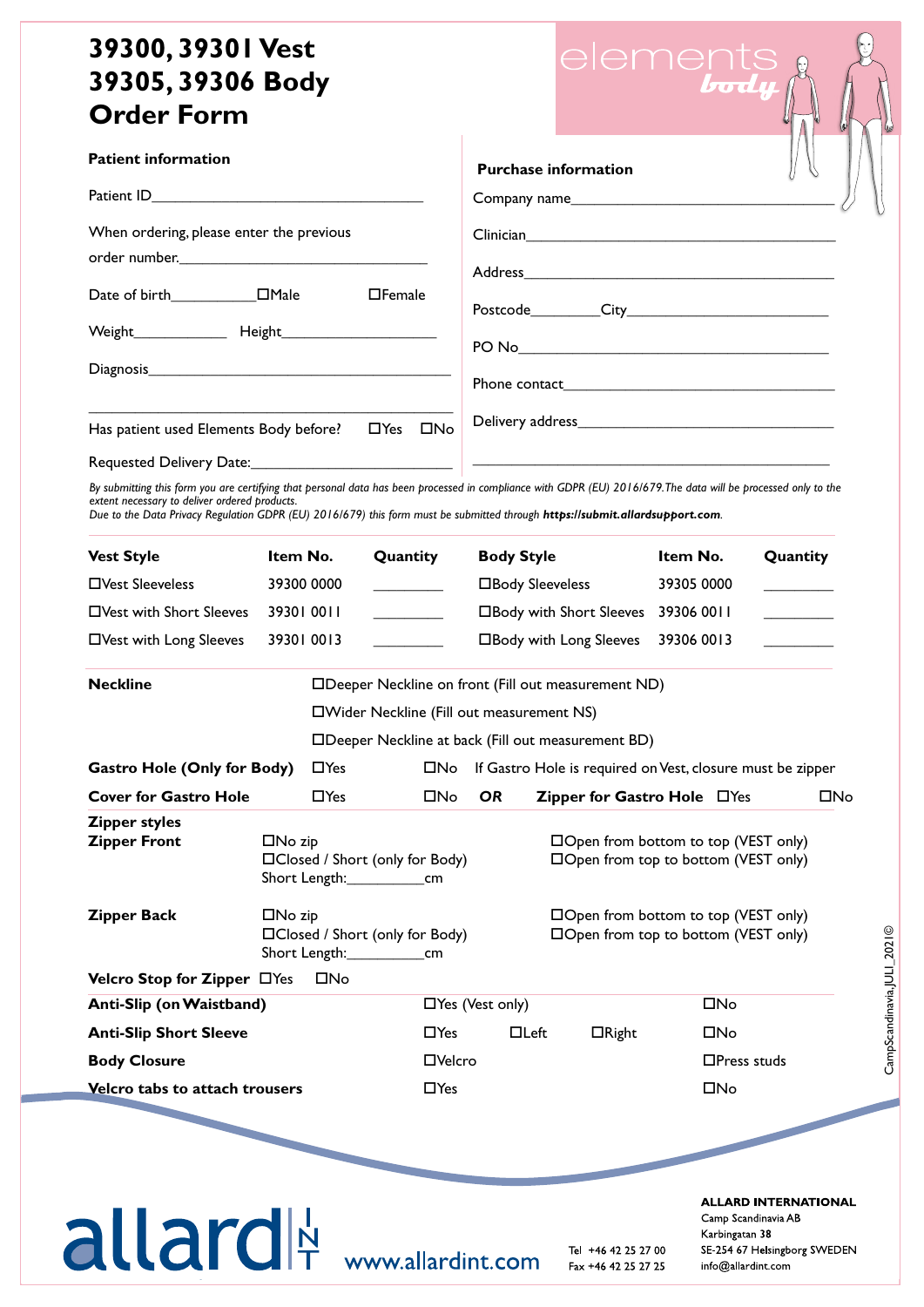# 39300, 39301 Vest
# 39305, 39306 Body
# Order Form

elements body

## Patient information

Patient ID____________________________________

When ordering, please enter the previous order number.________________________________

Date of birth___________ ☐Male ☐Female

Weight____________ Height___________________

Diagnosis__________________________________________

____________________________________________

Has patient used Elements Body before? ☐Yes ☐No

Requested Delivery Date:_____________________________

## Purchase information

Company name______________________________________

Clinician___________________________________________

Address____________________________________________

Postcode_________City___________________________

PO No_____________________________________________

Phone contact______________________________________

Delivery address____________________________________

____________________________________________________

*By submitting this form you are certifying that personal data has been processed in compliance with GDPR (EU) 2016/679. The data will be processed only to the extent necessary to deliver ordered products.*
*Due to the Data Privacy Regulation GDPR (EU) 2016/679) this form must be submitted through* ***https://submit.allardsupport.com****.*

| Vest Style | Item No. | Quantity | Body Style | Item No. | Quantity |
|---|---|---|---|---|---|
| ☐Vest Sleeveless | 39300 0000 | _________ | ☐Body Sleeveless | 39305 0000 | _________ |
| ☐Vest with Short Sleeves | 39301 0011 | _________ | ☐Body with Short Sleeves | 39306 0011 | _________ |
| ☐Vest with Long Sleeves | 39301 0013 | _________ | ☐Body with Long Sleeves | 39306 0013 | _________ |

**Neckline**
- ☐Deeper Neckline on front (Fill out measurement ND)
- ☐Wider Neckline (Fill out measurement NS)
- ☐Deeper Neckline at back (Fill out measurement BD)

**Gastro Hole (Only for Body)** ☐Yes ☐No If Gastro Hole is required on Vest, closure must be zipper

**Cover for Gastro Hole** ☐Yes ☐No **OR** **Zipper for Gastro Hole** ☐Yes ☐No

**Zipper styles**

**Zipper Front**
- ☐No zip
- ☐Closed / Short (only for Body) Short Length:__________cm
- ☐Open from bottom to top (VEST only)
- ☐Open from top to bottom (VEST only)

**Zipper Back**
- ☐No zip
- ☐Closed / Short (only for Body) Short Length:__________cm
- ☐Open from bottom to top (VEST only)
- ☐Open from top to bottom (VEST only)

**Velcro Stop for Zipper** ☐Yes ☐No

| | | | | |
|---|---|---|---|---|
| **Anti-Slip (on Waistband)** | ☐Yes (Vest only) | | | ☐No |
| **Anti-Slip Short Sleeve** | ☐Yes | ☐Left | ☐Right | ☐No |
| **Body Closure** | ☐Velcro | | | ☐Press studs |
| **Velcro tabs to attach trousers** | ☐Yes | | | ☐No |

CampScandinavia,JULI_2021©

allard INT www.allardint.com

Tel +46 42 25 27 00
Fax +46 42 25 27 25

**ALLARD INTERNATIONAL**
Camp Scandinavia AB
Karbingatan 38
SE-254 67 Helsingborg SWEDEN
info@allardint.com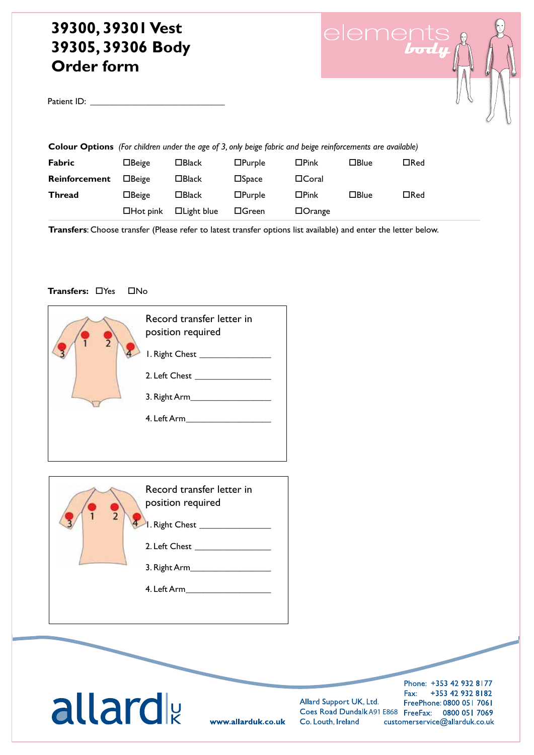# 39300, 39301 Vest
# 39305, 39306 Body
# Order form

elements *body*

Patient ID: ______________________________

**Colour Options** *(For children under the age of 3, only beige fabric and beige reinforcements are available)*

| | | | | | | |
|---|---|---|---|---|---|---|
| **Fabric** | ☐Beige | ☐Black | ☐Purple | ☐Pink | ☐Blue | ☐Red |
| **Reinforcement** | ☐Beige | ☐Black | ☐Space | ☐Coral | | |
| **Thread** | ☐Beige | ☐Black | ☐Purple | ☐Pink | ☐Blue | ☐Red |
| | ☐Hot pink | ☐Light blue | ☐Green | ☐Orange | | |

**Transfers**: Choose transfer (Please refer to latest transfer options list available) and enter the letter below.

**Transfers:** ☐Yes ☐No

1 2 3 4

Record transfer letter in position required

1. Right Chest _______________
2. Left Chest _______________
3. Right Arm_______________
4. Left Arm_______________

1 2 3 4

Record transfer letter in position required

1. Right Chest _______________
2. Left Chest _______________
3. Right Arm_______________
4. Left Arm_______________

allard UK

www.allarduk.co.uk

Allard Support UK, Ltd.
Coes Road Dundalk A91 E868
Co. Louth, Ireland

Phone: +353 42 932 8177
Fax: +353 42 932 8182
FreePhone: 0800 051 7061
FreeFax: 0800 051 7069
customerservice@allarduk.co.uk